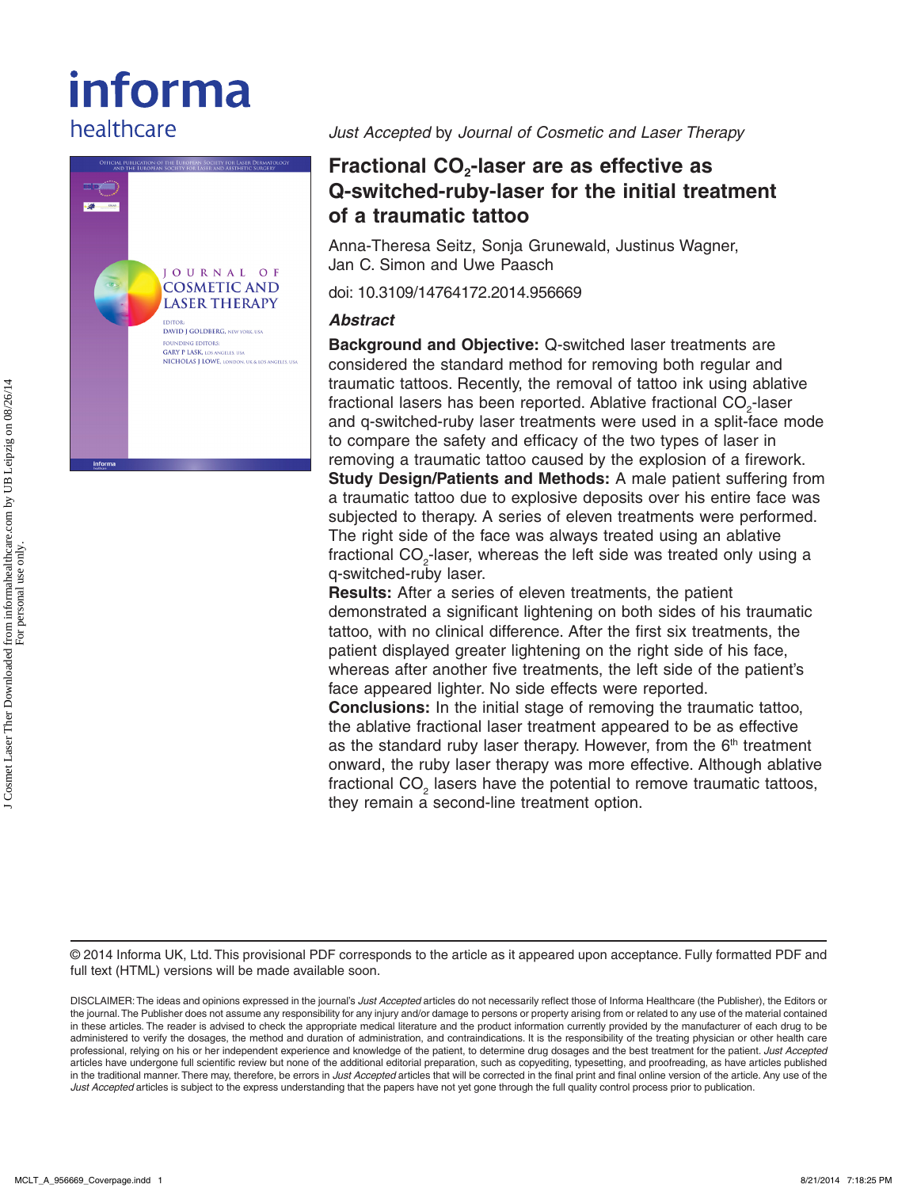*Just Accepted* by *Journal of Cosmetic and Laser Therapy*

# Fractional $CO_2$-laser are as effective as Q-switched-ruby-laser for the initial treatment of a traumatic tattoo

Anna-Theresa Seitz, Sonja Grunewald, Justinus Wagner, Jan C. Simon and Uwe Paasch

doi: 10.3109/14764172.2014.956669

### *Abstract*

**Background and Objective:** Q-switched laser treatments are considered the standard method for removing both regular and traumatic tattoos. Recently, the removal of tattoo ink using ablative fractional lasers has been reported. Ablative fractional $CO_2$-laser and q-switched-ruby laser treatments were used in a split-face mode to compare the safety and efficacy of the two types of laser in removing a traumatic tattoo caused by the explosion of a firework.

**Study Design/Patients and Methods:** A male patient suffering from a traumatic tattoo due to explosive deposits over his entire face was subjected to therapy. A series of eleven treatments were performed. The right side of the face was always treated using an ablative fractional $CO_2$-laser, whereas the left side was treated only using a q-switched-ruby laser.

**Results:** After a series of eleven treatments, the patient demonstrated a significant lightening on both sides of his traumatic tattoo, with no clinical difference. After the first six treatments, the patient displayed greater lightening on the right side of his face, whereas after another five treatments, the left side of the patient's face appeared lighter. No side effects were reported.

**Conclusions:** In the initial stage of removing the traumatic tattoo, the ablative fractional laser treatment appeared to be as effective as the standard ruby laser therapy. However, from the 6th treatment onward, the ruby laser therapy was more effective. Although ablative fractional $CO_2$ lasers have the potential to remove traumatic tattoos, they remain a second-line treatment option.

© 2014 Informa UK, Ltd. This provisional PDF corresponds to the article as it appeared upon acceptance. Fully formatted PDF and full text (HTML) versions will be made available soon.

DISCLAIMER: The ideas and opinions expressed in the journal's *Just Accepted* articles do not necessarily reflect those of Informa Healthcare (the Publisher), the Editors or the journal. The Publisher does not assume any responsibility for any injury and/or damage to persons or property arising from or related to any use of the material contained in these articles. The reader is advised to check the appropriate medical literature and the product information currently provided by the manufacturer of each drug to be administered to verify the dosages, the method and duration of administration, and contraindications. It is the responsibility of the treating physician or other health care professional, relying on his or her independent experience and knowledge of the patient, to determine drug dosages and the best treatment for the patient. *Just Accepted* articles have undergone full scientific review but none of the additional editorial preparation, such as copyediting, typesetting, and proofreading, as have articles published in the traditional manner. There may, therefore, be errors in *Just Accepted* articles that will be corrected in the final print and final online version of the article. Any use of the *Just Accepted* articles is subject to the express understanding that the papers have not yet gone through the full quality control process prior to publication.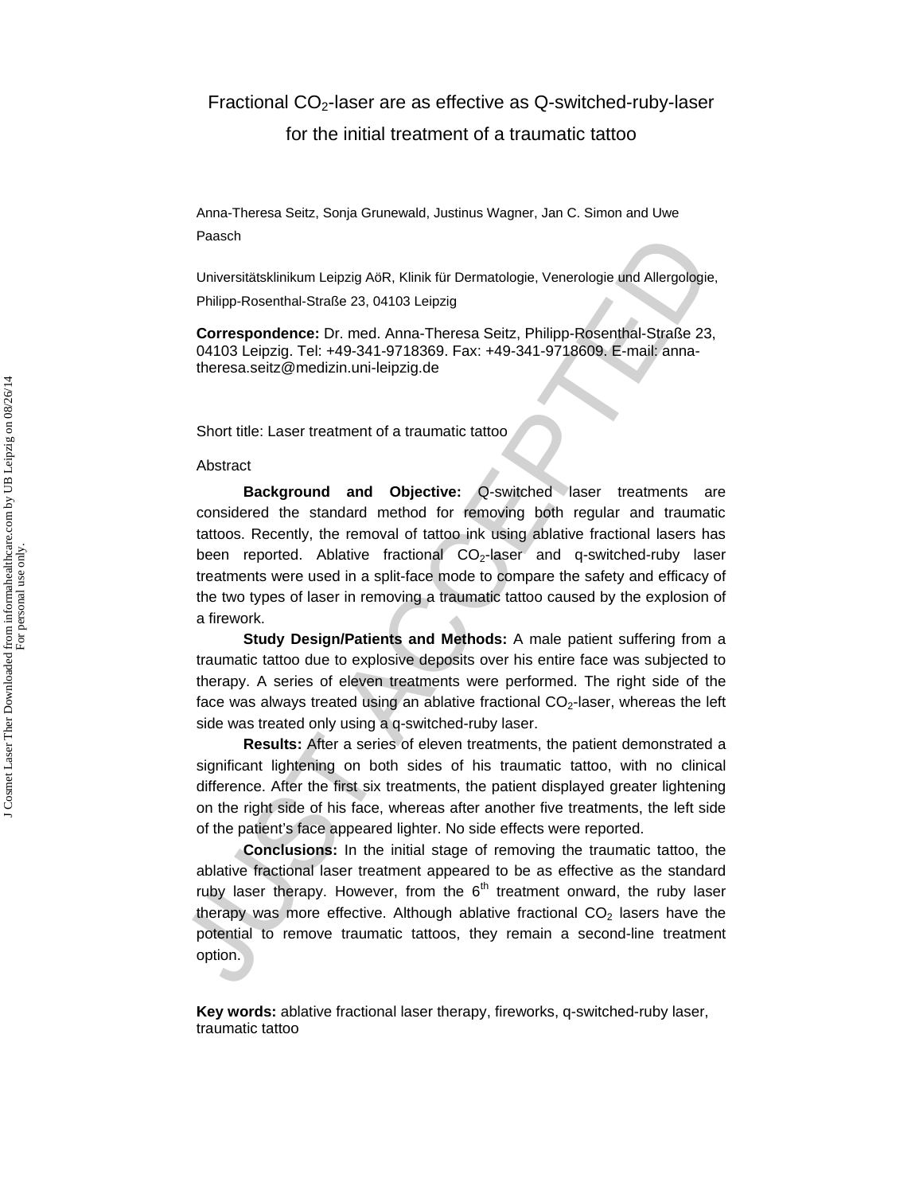# Fractional $CO_2$-laser are as effective as Q-switched-ruby-laser for the initial treatment of a traumatic tattoo

Anna-Theresa Seitz, Sonja Grunewald, Justinus Wagner, Jan C. Simon and Uwe Paasch

Universitätsklinikum Leipzig AöR, Klinik für Dermatologie, Venerologie und Allergologie, Philipp-Rosenthal-Straße 23, 04103 Leipzig

**Correspondence:** Dr. med. Anna-Theresa Seitz, Philipp-Rosenthal-Straße 23, 04103 Leipzig. Tel: +49-341-9718369. Fax: +49-341-9718609. E-mail: anna-theresa.seitz@medizin.uni-leipzig.de

Short title: Laser treatment of a traumatic tattoo

Abstract

**Background and Objective:** Q-switched laser treatments are considered the standard method for removing both regular and traumatic tattoos. Recently, the removal of tattoo ink using ablative fractional lasers has been reported. Ablative fractional $CO_2$-laser and q-switched-ruby laser treatments were used in a split-face mode to compare the safety and efficacy of the two types of laser in removing a traumatic tattoo caused by the explosion of a firework.

**Study Design/Patients and Methods:** A male patient suffering from a traumatic tattoo due to explosive deposits over his entire face was subjected to therapy. A series of eleven treatments were performed. The right side of the face was always treated using an ablative fractional $CO_2$-laser, whereas the left side was treated only using a q-switched-ruby laser.

**Results:** After a series of eleven treatments, the patient demonstrated a significant lightening on both sides of his traumatic tattoo, with no clinical difference. After the first six treatments, the patient displayed greater lightening on the right side of his face, whereas after another five treatments, the left side of the patient's face appeared lighter. No side effects were reported.

**Conclusions:** In the initial stage of removing the traumatic tattoo, the ablative fractional laser treatment appeared to be as effective as the standard ruby laser therapy. However, from the $6^{th}$ treatment onward, the ruby laser therapy was more effective. Although ablative fractional $CO_2$ lasers have the potential to remove traumatic tattoos, they remain a second-line treatment option.

**Key words:** ablative fractional laser therapy, fireworks, q-switched-ruby laser, traumatic tattoo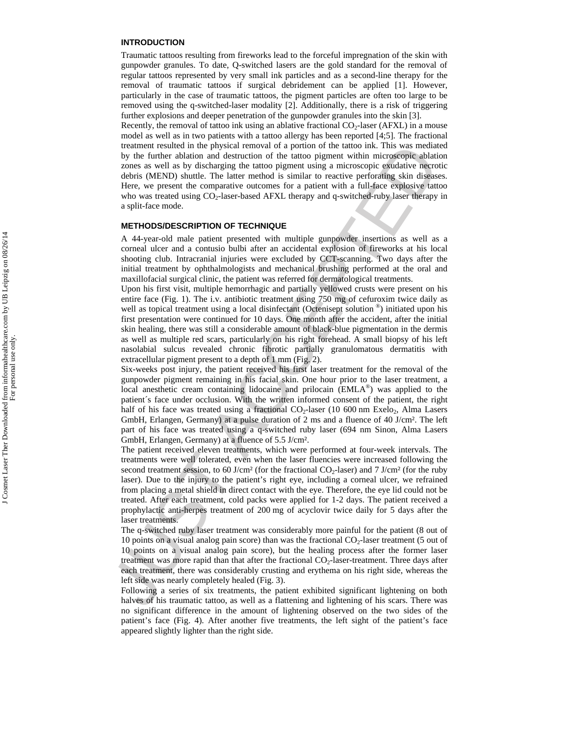## INTRODUCTION

Traumatic tattoos resulting from fireworks lead to the forceful impregnation of the skin with gunpowder granules. To date, Q-switched lasers are the gold standard for the removal of regular tattoos represented by very small ink particles and as a second-line therapy for the removal of traumatic tattoos if surgical debridement can be applied [1]. However, particularly in the case of traumatic tattoos, the pigment particles are often too large to be removed using the q-switched-laser modality [2]. Additionally, there is a risk of triggering further explosions and deeper penetration of the gunpowder granules into the skin [3].

Recently, the removal of tattoo ink using an ablative fractional $CO_2$-laser (AFXL) in a mouse model as well as in two patients with a tattoo allergy has been reported [4;5]. The fractional treatment resulted in the physical removal of a portion of the tattoo ink. This was mediated by the further ablation and destruction of the tattoo pigment within microscopic ablation zones as well as by discharging the tattoo pigment using a microscopic exudative necrotic debris (MEND) shuttle. The latter method is similar to reactive perforating skin diseases. Here, we present the comparative outcomes for a patient with a full-face explosive tattoo who was treated using $CO_2$-laser-based AFXL therapy and q-switched-ruby laser therapy in a split-face mode.

## METHODS/DESCRIPTION OF TECHNIQUE

A 44-year-old male patient presented with multiple gunpowder insertions as well as a corneal ulcer and a contusio bulbi after an accidental explosion of fireworks at his local shooting club. Intracranial injuries were excluded by CCT-scanning. Two days after the initial treatment by ophthalmologists and mechanical brushing performed at the oral and maxillofacial surgical clinic, the patient was referred for dermatological treatments.

Upon his first visit, multiple hemorrhagic and partially yellowed crusts were present on his entire face (Fig. 1). The i.v. antibiotic treatment using 750 mg of cefuroxim twice daily as well as topical treatment using a local disinfectant (Octenisept solution ®) initiated upon his first presentation were continued for 10 days. One month after the accident, after the initial skin healing, there was still a considerable amount of black-blue pigmentation in the dermis as well as multiple red scars, particularly on his right forehead. A small biopsy of his left nasolabial sulcus revealed chronic fibrotic partially granulomatous dermatitis with extracellular pigment present to a depth of 1 mm (Fig. 2).

Six-weeks post injury, the patient received his first laser treatment for the removal of the gunpowder pigment remaining in his facial skin. One hour prior to the laser treatment, a local anesthetic cream containing lidocaine and prilocain (EMLA®) was applied to the patient´s face under occlusion. With the written informed consent of the patient, the right half of his face was treated using a fractional $CO_2$-laser (10 600 nm Exelo$_2$, Alma Lasers GmbH, Erlangen, Germany) at a pulse duration of 2 ms and a fluence of 40 J/cm². The left part of his face was treated using a q-switched ruby laser (694 nm Sinon, Alma Lasers GmbH, Erlangen, Germany) at a fluence of 5.5 J/cm².

The patient received eleven treatments, which were performed at four-week intervals. The treatments were well tolerated, even when the laser fluencies were increased following the second treatment session, to 60 J/cm² (for the fractional $CO_2$-laser) and 7 J/cm² (for the ruby laser). Due to the injury to the patient's right eye, including a corneal ulcer, we refrained from placing a metal shield in direct contact with the eye. Therefore, the eye lid could not be treated. After each treatment, cold packs were applied for 1-2 days. The patient received a prophylactic anti-herpes treatment of 200 mg of acyclovir twice daily for 5 days after the laser treatments.

The q-switched ruby laser treatment was considerably more painful for the patient (8 out of 10 points on a visual analog pain score) than was the fractional $CO_2$-laser treatment (5 out of 10 points on a visual analog pain score), but the healing process after the former laser treatment was more rapid than that after the fractional $CO_2$-laser-treatment. Three days after each treatment, there was considerably crusting and erythema on his right side, whereas the left side was nearly completely healed (Fig. 3).

Following a series of six treatments, the patient exhibited significant lightening on both halves of his traumatic tattoo, as well as a flattening and lightening of his scars. There was no significant difference in the amount of lightening observed on the two sides of the patient's face (Fig. 4). After another five treatments, the left sight of the patient's face appeared slightly lighter than the right side.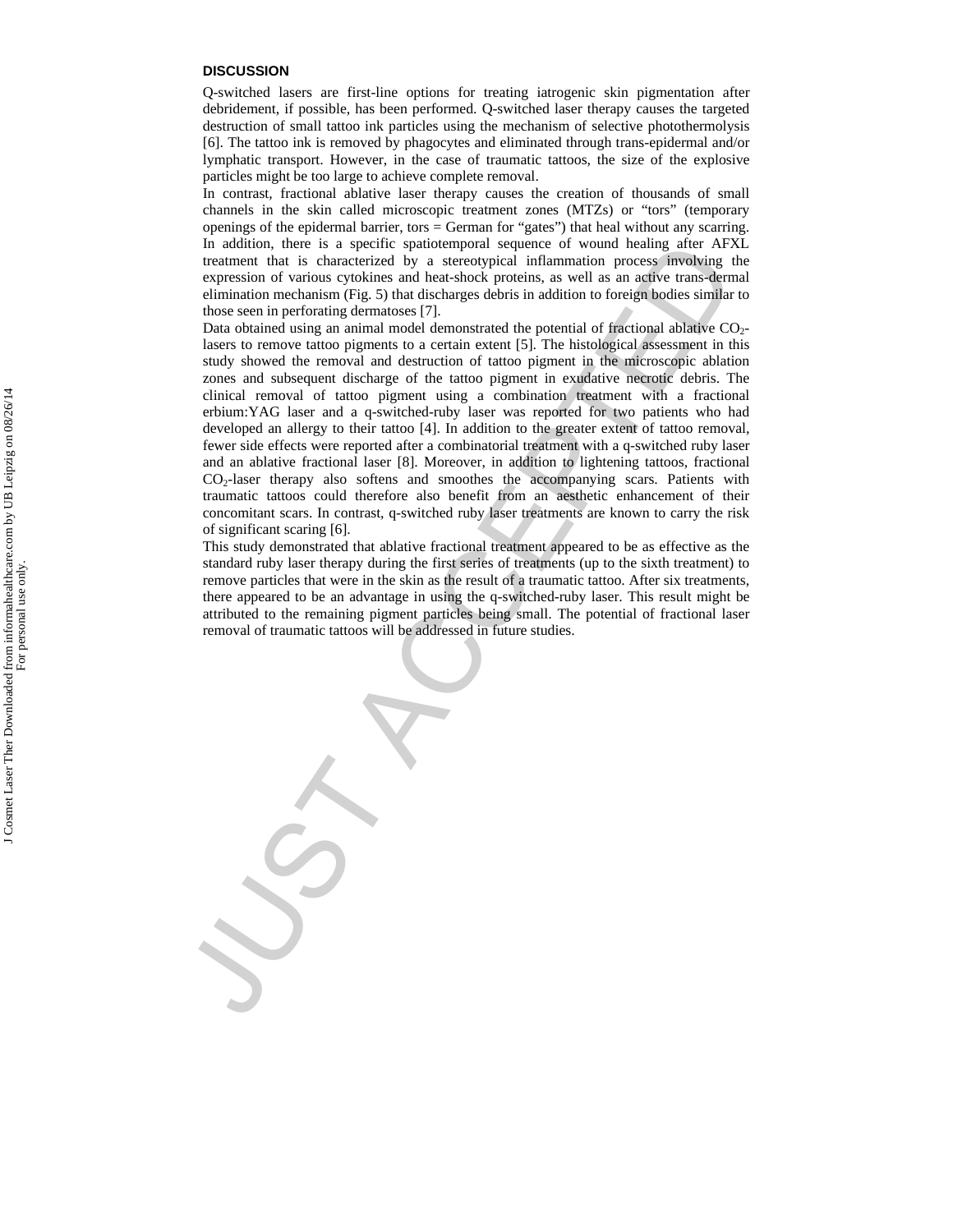## DISCUSSION

Q-switched lasers are first-line options for treating iatrogenic skin pigmentation after debridement, if possible, has been performed. Q-switched laser therapy causes the targeted destruction of small tattoo ink particles using the mechanism of selective photothermolysis [6]. The tattoo ink is removed by phagocytes and eliminated through trans-epidermal and/or lymphatic transport. However, in the case of traumatic tattoos, the size of the explosive particles might be too large to achieve complete removal.

In contrast, fractional ablative laser therapy causes the creation of thousands of small channels in the skin called microscopic treatment zones (MTZs) or "tors" (temporary openings of the epidermal barrier, tors = German for "gates") that heal without any scarring. In addition, there is a specific spatiotemporal sequence of wound healing after AFXL treatment that is characterized by a stereotypical inflammation process involving the expression of various cytokines and heat-shock proteins, as well as an active trans-dermal elimination mechanism (Fig. 5) that discharges debris in addition to foreign bodies similar to those seen in perforating dermatoses [7].

Data obtained using an animal model demonstrated the potential of fractional ablative $CO_2$-lasers to remove tattoo pigments to a certain extent [5]. The histological assessment in this study showed the removal and destruction of tattoo pigment in the microscopic ablation zones and subsequent discharge of the tattoo pigment in exudative necrotic debris. The clinical removal of tattoo pigment using a combination treatment with a fractional erbium:YAG laser and a q-switched-ruby laser was reported for two patients who had developed an allergy to their tattoo [4]. In addition to the greater extent of tattoo removal, fewer side effects were reported after a combinatorial treatment with a q-switched ruby laser and an ablative fractional laser [8]. Moreover, in addition to lightening tattoos, fractional $CO_2$-laser therapy also softens and smoothes the accompanying scars. Patients with traumatic tattoos could therefore also benefit from an aesthetic enhancement of their concomitant scars. In contrast, q-switched ruby laser treatments are known to carry the risk of significant scaring [6].

This study demonstrated that ablative fractional treatment appeared to be as effective as the standard ruby laser therapy during the first series of treatments (up to the sixth treatment) to remove particles that were in the skin as the result of a traumatic tattoo. After six treatments, there appeared to be an advantage in using the q-switched-ruby laser. This result might be attributed to the remaining pigment particles being small. The potential of fractional laser removal of traumatic tattoos will be addressed in future studies.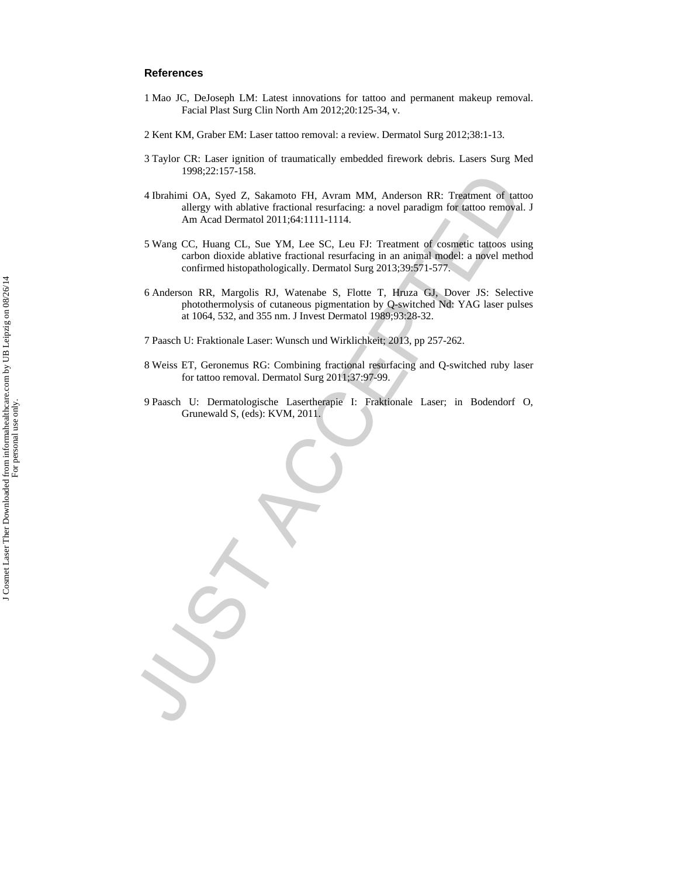## References

1 Mao JC, DeJoseph LM: Latest innovations for tattoo and permanent makeup removal. Facial Plast Surg Clin North Am 2012;20:125-34, v.

2 Kent KM, Graber EM: Laser tattoo removal: a review. Dermatol Surg 2012;38:1-13.

3 Taylor CR: Laser ignition of traumatically embedded firework debris. Lasers Surg Med 1998;22:157-158.

4 Ibrahimi OA, Syed Z, Sakamoto FH, Avram MM, Anderson RR: Treatment of tattoo allergy with ablative fractional resurfacing: a novel paradigm for tattoo removal. J Am Acad Dermatol 2011;64:1111-1114.

5 Wang CC, Huang CL, Sue YM, Lee SC, Leu FJ: Treatment of cosmetic tattoos using carbon dioxide ablative fractional resurfacing in an animal model: a novel method confirmed histopathologically. Dermatol Surg 2013;39:571-577.

6 Anderson RR, Margolis RJ, Watenabe S, Flotte T, Hruza GJ, Dover JS: Selective photothermolysis of cutaneous pigmentation by Q-switched Nd: YAG laser pulses at 1064, 532, and 355 nm. J Invest Dermatol 1989;93:28-32.

7 Paasch U: Fraktionale Laser: Wunsch und Wirklichkeit; 2013, pp 257-262.

8 Weiss ET, Geronemus RG: Combining fractional resurfacing and Q-switched ruby laser for tattoo removal. Dermatol Surg 2011;37:97-99.

9 Paasch U: Dermatologische Lasertherapie I: Fraktionale Laser; in Bodendorf O, Grunewald S, (eds): KVM, 2011.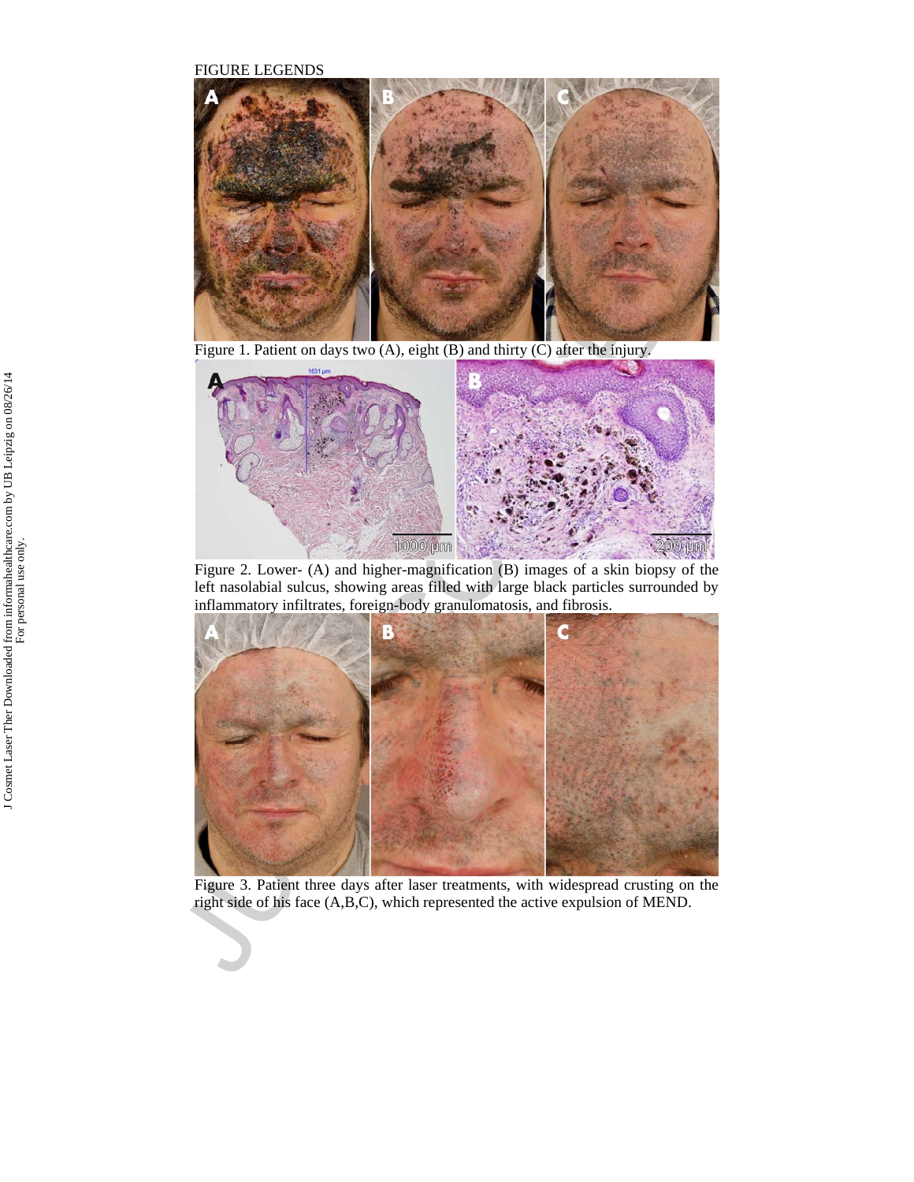FIGURE LEGENDS

Figure 1. Patient on days two (A), eight (B) and thirty (C) after the injury.

Figure 2. Lower- (A) and higher-magnification (B) images of a skin biopsy of the left nasolabial sulcus, showing areas filled with large black particles surrounded by inflammatory infiltrates, foreign-body granulomatosis, and fibrosis.

Figure 3. Patient three days after laser treatments, with widespread crusting on the right side of his face (A,B,C), which represented the active expulsion of MEND.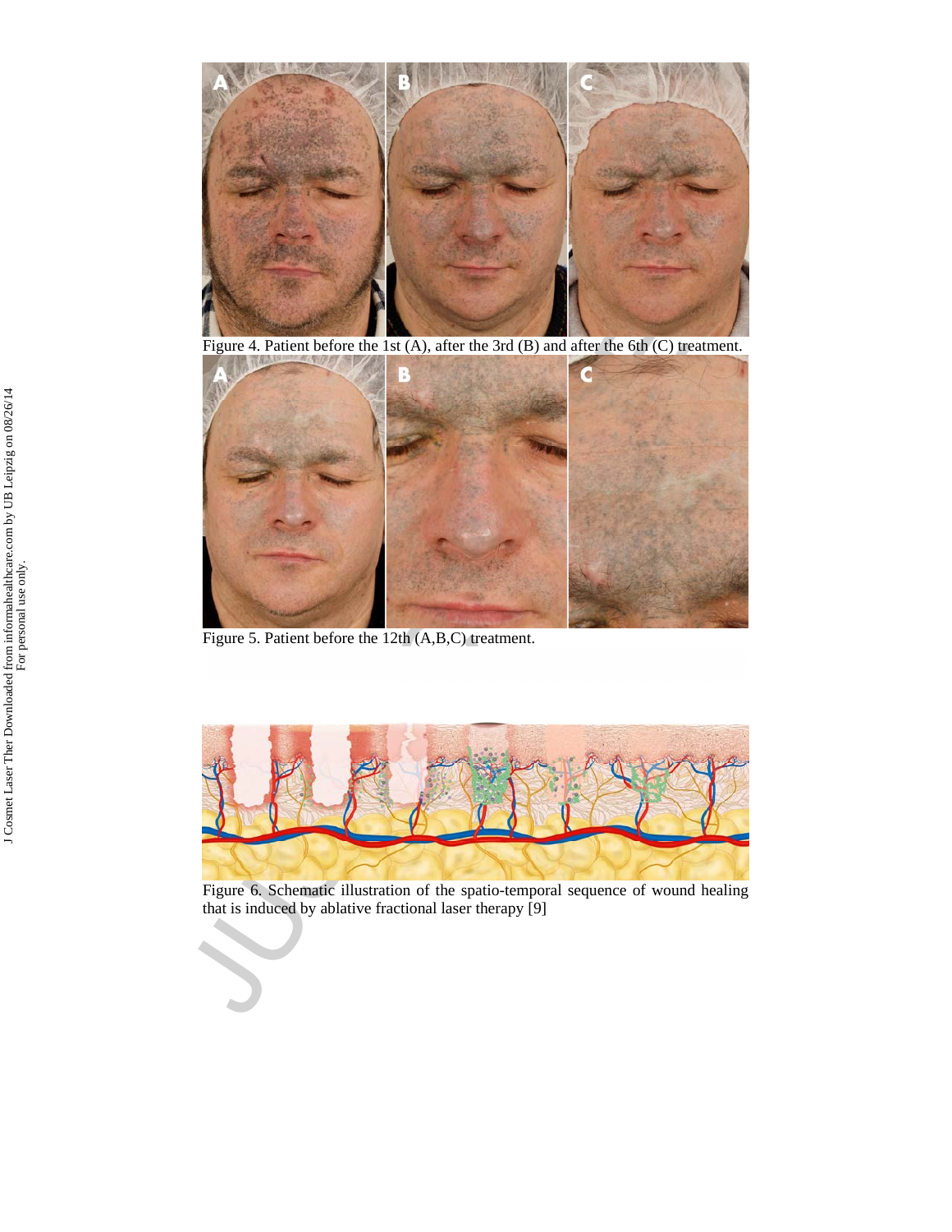Figure 4. Patient before the 1st (A), after the 3rd (B) and after the 6th (C) treatment.

Figure 5. Patient before the 12th (A,B,C) treatment.

Figure 6. Schematic illustration of the spatio-temporal sequence of wound healing that is induced by ablative fractional laser therapy [9]